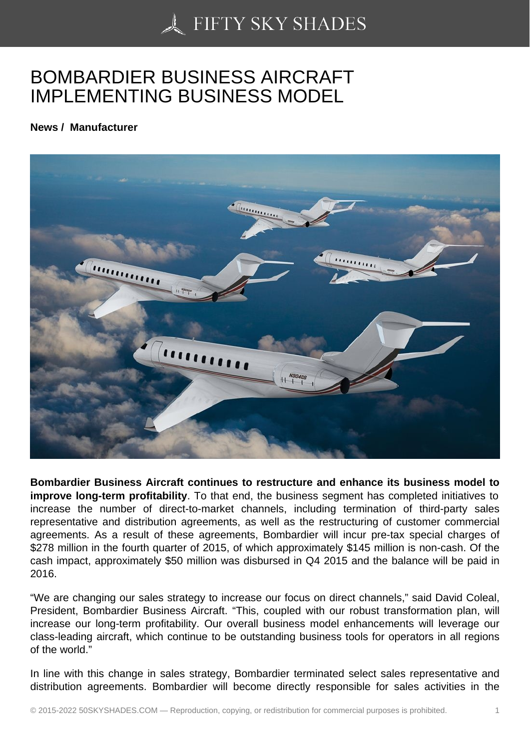# BOMBARDIER BUSINESS AIRCRAFT IMPLEMENTING BUSINESS MODEL

**News / Manufacturer**

**Bombardier Business Aircraft continues to restructure and enhance its business model to improve long-term profitability**. To that end, the business segment has completed initiatives to increase the number of direct-to-market channels, including termination of third-party sales representative and distribution agreements, as well as the restructuring of customer commercial agreements. As a result of these agreements, Bombardier will incur pre-tax special charges of $278 million in the fourth quarter of 2015, of which approximately $145 million is non-cash. Of the cash impact, approximately $50 million was disbursed in Q4 2015 and the balance will be paid in 2016.

“We are changing our sales strategy to increase our focus on direct channels,” said David Coleal, President, Bombardier Business Aircraft. “This, coupled with our robust transformation plan, will increase our long-term profitability. Our overall business model enhancements will leverage our class-leading aircraft, which continue to be outstanding business tools for operators in all regions of the world.”

In line with this change in sales strategy, Bombardier terminated select sales representative and distribution agreements. Bombardier will become directly responsible for sales activities in the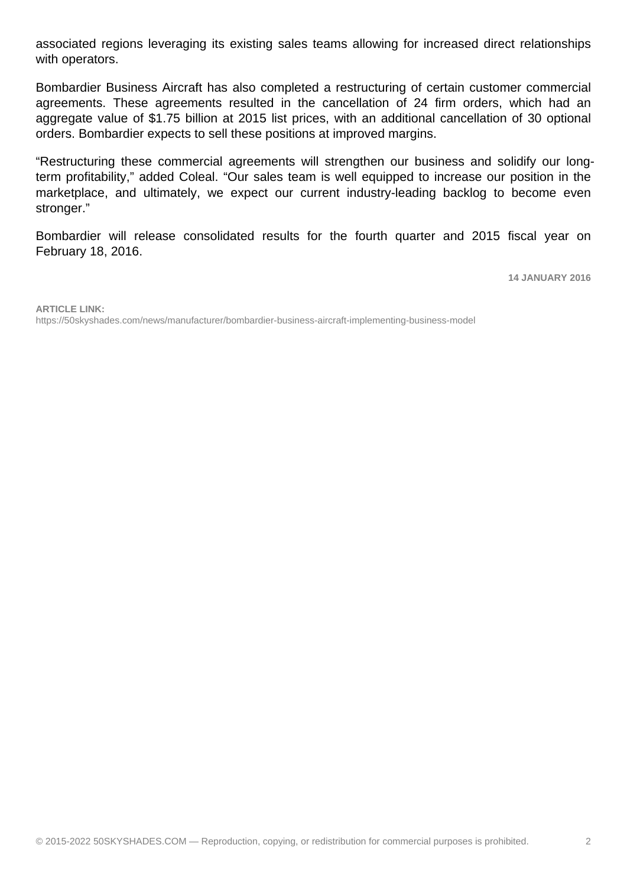associated regions leveraging its existing sales teams allowing for increased direct relationships with operators.

Bombardier Business Aircraft has also completed a restructuring of certain customer commercial agreements. These agreements resulted in the cancellation of 24 firm orders, which had an aggregate value of $1.75 billion at 2015 list prices, with an additional cancellation of 30 optional orders. Bombardier expects to sell these positions at improved margins.

“Restructuring these commercial agreements will strengthen our business and solidify our long-term profitability,” added Coleal. “Our sales team is well equipped to increase our position in the marketplace, and ultimately, we expect our current industry-leading backlog to become even stronger.”

Bombardier will release consolidated results for the fourth quarter and 2015 fiscal year on February 18, 2016.

**14 JANUARY 2016**

**ARTICLE LINK:**
https://50skyshades.com/news/manufacturer/bombardier-business-aircraft-implementing-business-model